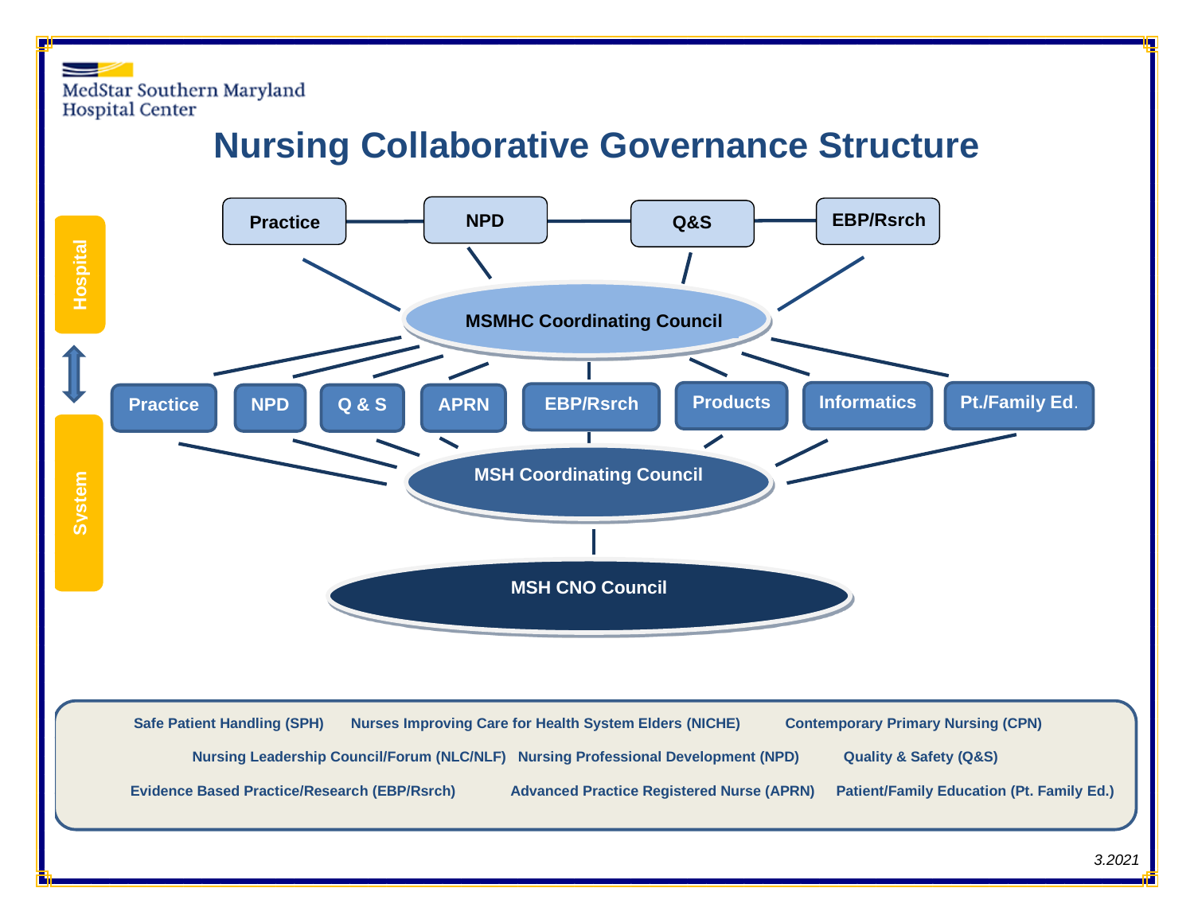MedStar Southern Maryland Hospital Center

# Nursing Collaborative Governance Structure

**Hospital**

Practice — NPD — Q&S — EBP/Rsrch

**MSMHC Coordinating Council**

Practice | NPD | Q & S | APRN | EBP/Rsrch | Products | Informatics | Pt./Family Ed.

**MSH Coordinating Council**

**MSH CNO Council**

**System**

Safe Patient Handling (SPH)    Nurses Improving Care for Health System Elders (NICHE)    Contemporary Primary Nursing (CPN)

Nursing Leadership Council/Forum (NLC/NLF)    Nursing Professional Development (NPD)    Quality & Safety (Q&S)

Evidence Based Practice/Research (EBP/Rsrch)    Advanced Practice Registered Nurse (APRN)    Patient/Family Education (Pt. Family Ed.)

*3.2021*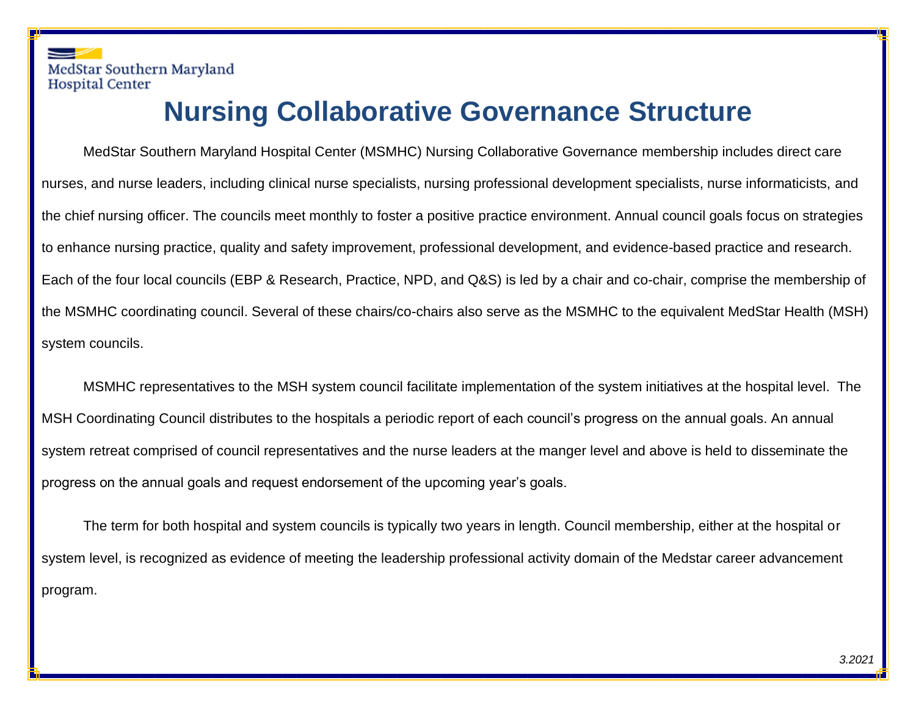MedStar Southern Maryland Hospital Center

# Nursing Collaborative Governance Structure

MedStar Southern Maryland Hospital Center (MSMHC) Nursing Collaborative Governance membership includes direct care nurses, and nurse leaders, including clinical nurse specialists, nursing professional development specialists, nurse informaticists, and the chief nursing officer. The councils meet monthly to foster a positive practice environment. Annual council goals focus on strategies to enhance nursing practice, quality and safety improvement, professional development, and evidence-based practice and research. Each of the four local councils (EBP & Research, Practice, NPD, and Q&S) is led by a chair and co-chair, comprise the membership of the MSMHC coordinating council. Several of these chairs/co-chairs also serve as the MSMHC to the equivalent MedStar Health (MSH) system councils.

MSMHC representatives to the MSH system council facilitate implementation of the system initiatives at the hospital level. The MSH Coordinating Council distributes to the hospitals a periodic report of each council's progress on the annual goals. An annual system retreat comprised of council representatives and the nurse leaders at the manger level and above is held to disseminate the progress on the annual goals and request endorsement of the upcoming year's goals.

The term for both hospital and system councils is typically two years in length. Council membership, either at the hospital or system level, is recognized as evidence of meeting the leadership professional activity domain of the Medstar career advancement program.

*3.2021*